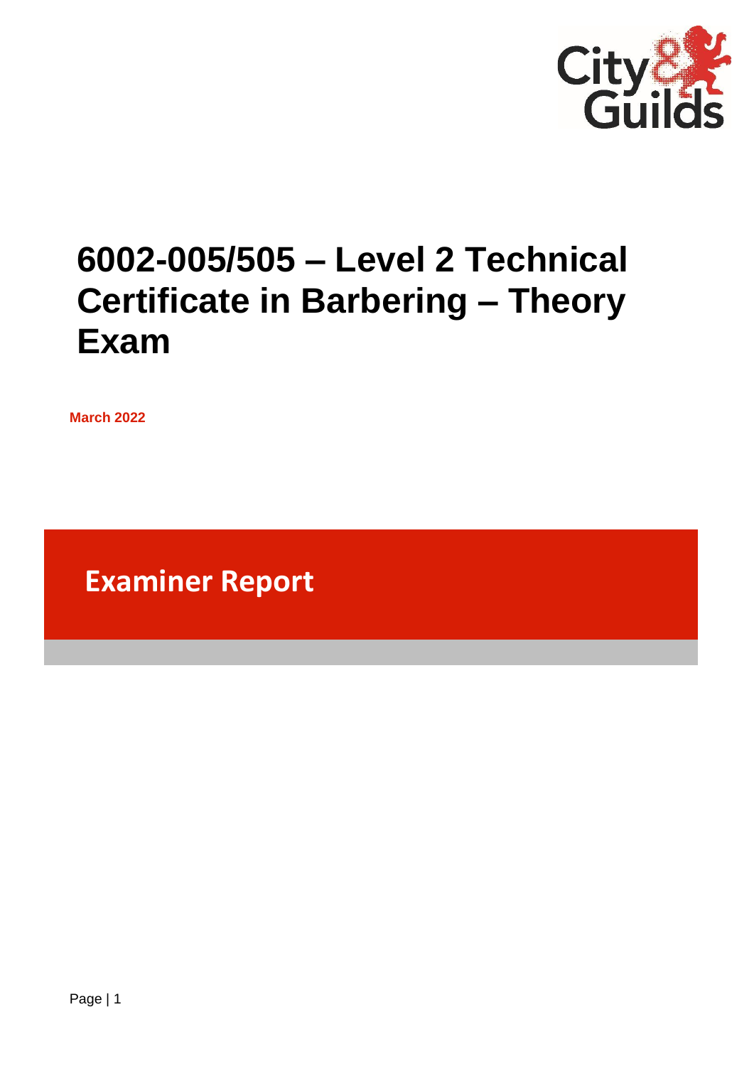# 6002-005/505 – Level 2 Technical Certificate in Barbering – Theory Exam

**March 2022**

## Examiner Report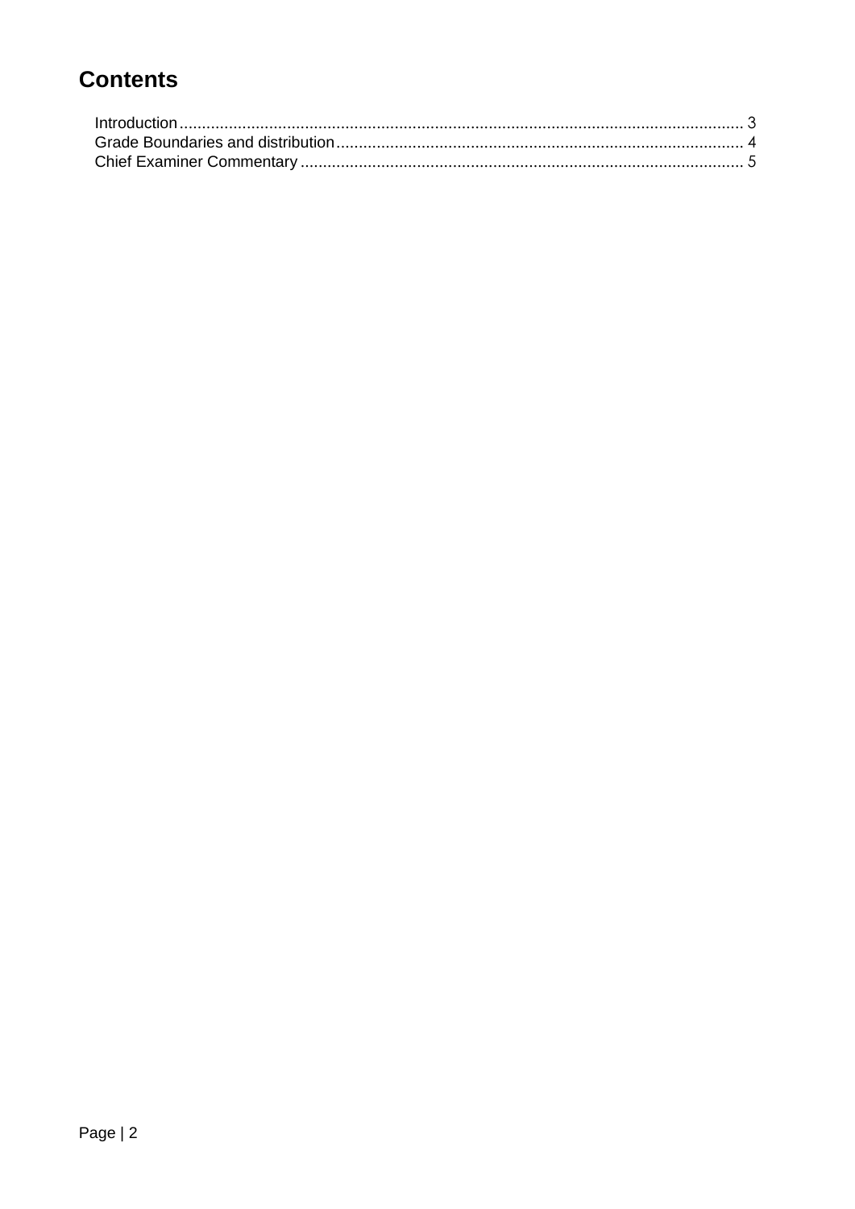# Contents

Introduction ........................................................................................................................ 3
Grade Boundaries and distribution ..................................................................................... 4
Chief Examiner Commentary ............................................................................................. 5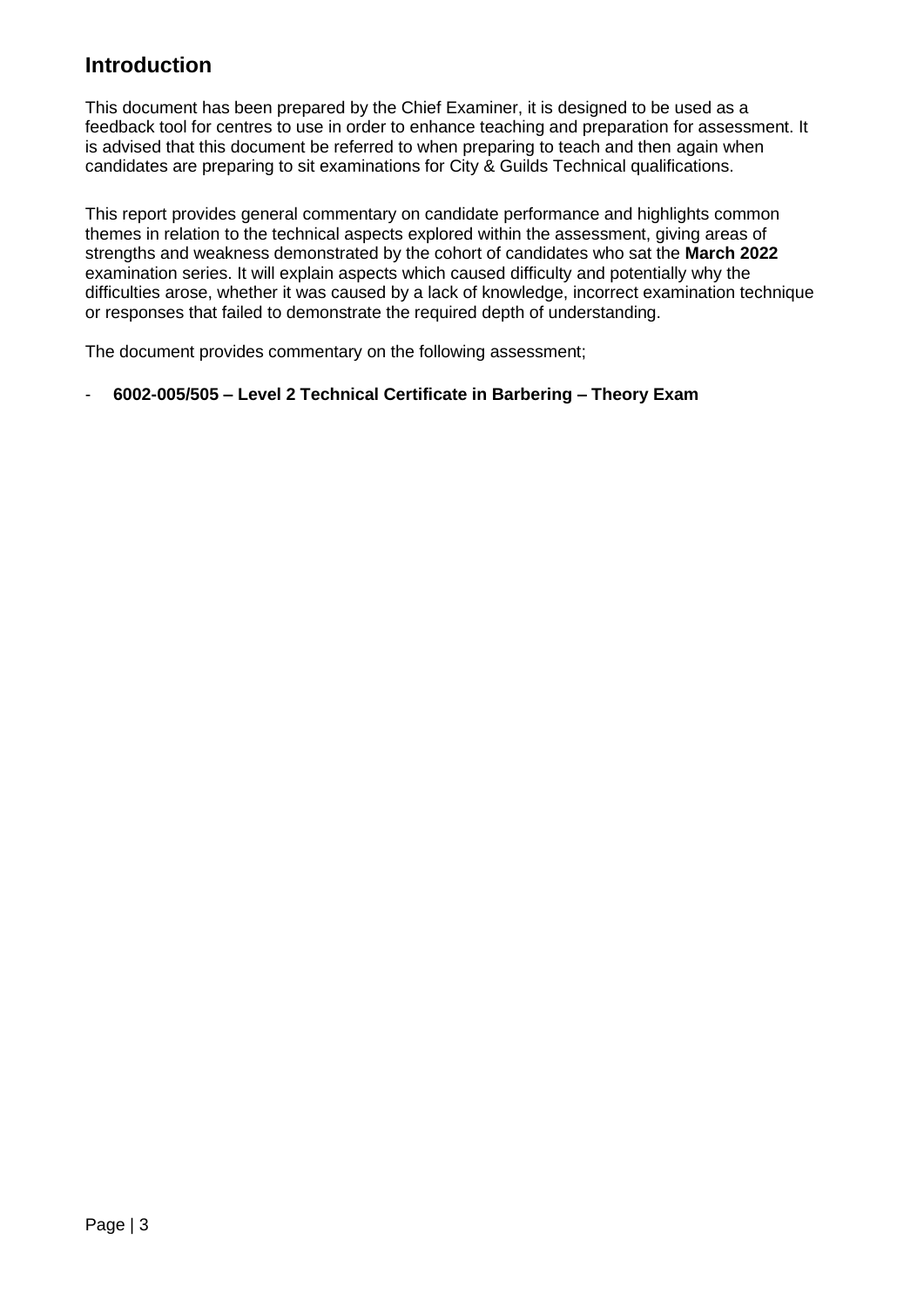## Introduction

This document has been prepared by the Chief Examiner, it is designed to be used as a feedback tool for centres to use in order to enhance teaching and preparation for assessment. It is advised that this document be referred to when preparing to teach and then again when candidates are preparing to sit examinations for City & Guilds Technical qualifications.

This report provides general commentary on candidate performance and highlights common themes in relation to the technical aspects explored within the assessment, giving areas of strengths and weakness demonstrated by the cohort of candidates who sat the **March 2022** examination series. It will explain aspects which caused difficulty and potentially why the difficulties arose, whether it was caused by a lack of knowledge, incorrect examination technique or responses that failed to demonstrate the required depth of understanding.

The document provides commentary on the following assessment;

- **6002-005/505 – Level 2 Technical Certificate in Barbering – Theory Exam**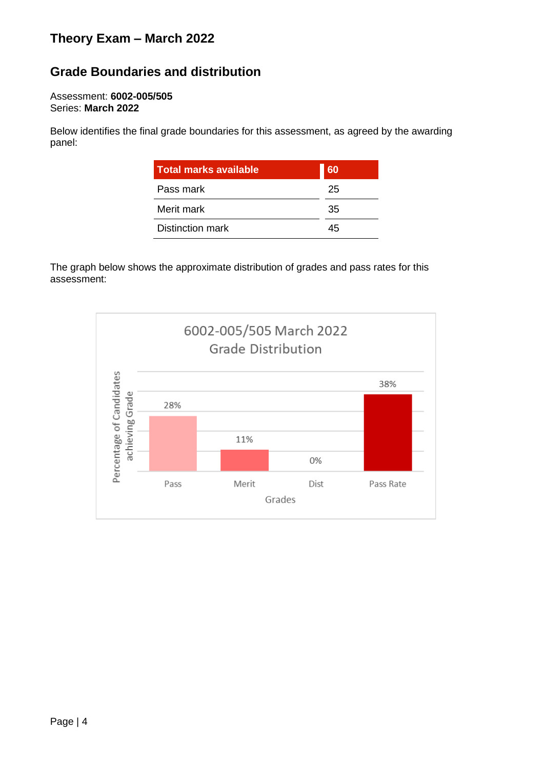## Theory Exam – March 2022

## Grade Boundaries and distribution

Assessment: **6002-005/505**
Series: **March 2022**

Below identifies the final grade boundaries for this assessment, as agreed by the awarding panel:

| Total marks available | 60 |
|---|---|
| Pass mark | 25 |
| Merit mark | 35 |
| Distinction mark | 45 |

The graph below shows the approximate distribution of grades and pass rates for this assessment:

6002-005/505 March 2022
Grade Distribution

| Grades | Percentage of Candidates achieving Grade |
|---|---|
| Pass | 28% |
| Merit | 11% |
| Dist | 0% |
| Pass Rate | 38% |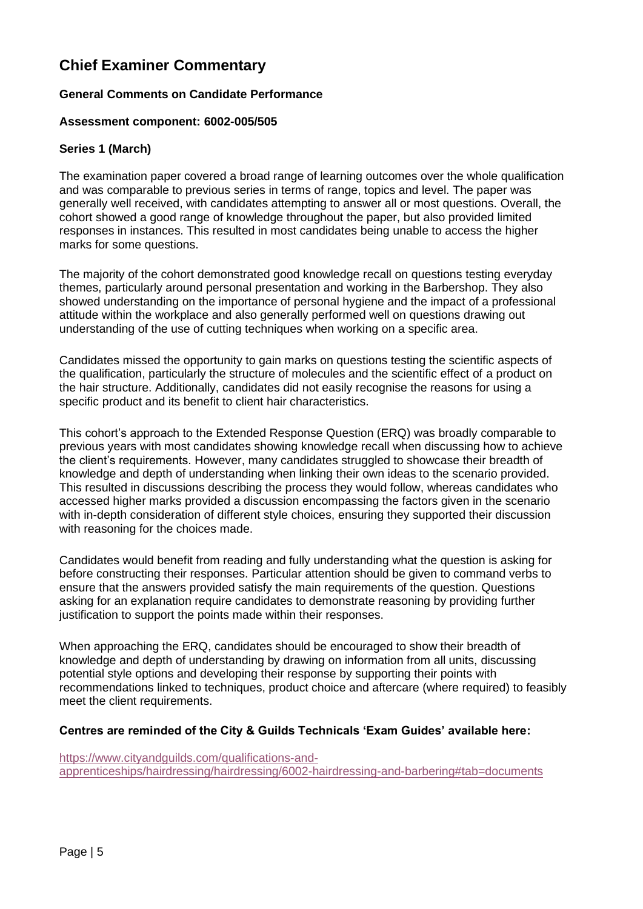# Chief Examiner Commentary

**General Comments on Candidate Performance**

**Assessment component: 6002-005/505**

**Series 1 (March)**

The examination paper covered a broad range of learning outcomes over the whole qualification and was comparable to previous series in terms of range, topics and level. The paper was generally well received, with candidates attempting to answer all or most questions. Overall, the cohort showed a good range of knowledge throughout the paper, but also provided limited responses in instances. This resulted in most candidates being unable to access the higher marks for some questions.

The majority of the cohort demonstrated good knowledge recall on questions testing everyday themes, particularly around personal presentation and working in the Barbershop. They also showed understanding on the importance of personal hygiene and the impact of a professional attitude within the workplace and also generally performed well on questions drawing out understanding of the use of cutting techniques when working on a specific area.

Candidates missed the opportunity to gain marks on questions testing the scientific aspects of the qualification, particularly the structure of molecules and the scientific effect of a product on the hair structure. Additionally, candidates did not easily recognise the reasons for using a specific product and its benefit to client hair characteristics.

This cohort's approach to the Extended Response Question (ERQ) was broadly comparable to previous years with most candidates showing knowledge recall when discussing how to achieve the client's requirements. However, many candidates struggled to showcase their breadth of knowledge and depth of understanding when linking their own ideas to the scenario provided. This resulted in discussions describing the process they would follow, whereas candidates who accessed higher marks provided a discussion encompassing the factors given in the scenario with in-depth consideration of different style choices, ensuring they supported their discussion with reasoning for the choices made.

Candidates would benefit from reading and fully understanding what the question is asking for before constructing their responses. Particular attention should be given to command verbs to ensure that the answers provided satisfy the main requirements of the question. Questions asking for an explanation require candidates to demonstrate reasoning by providing further justification to support the points made within their responses.

When approaching the ERQ, candidates should be encouraged to show their breadth of knowledge and depth of understanding by drawing on information from all units, discussing potential style options and developing their response by supporting their points with recommendations linked to techniques, product choice and aftercare (where required) to feasibly meet the client requirements.

**Centres are reminded of the City & Guilds Technicals 'Exam Guides' available here:**

[https://www.cityandguilds.com/qualifications-and-apprenticeships/hairdressing/hairdressing/6002-hairdressing-and-barbering#tab=documents](https://www.cityandguilds.com/qualifications-and-apprenticeships/hairdressing/hairdressing/6002-hairdressing-and-barbering#tab=documents)